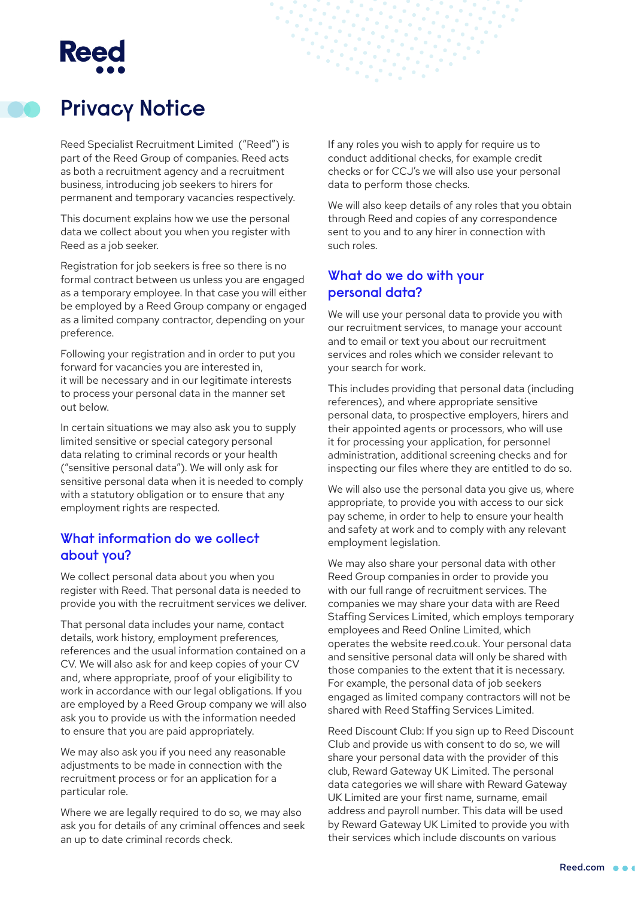Reed

# Privacy Notice

Reed Specialist Recruitment Limited ("Reed") is part of the Reed Group of companies. Reed acts as both a recruitment agency and a recruitment business, introducing job seekers to hirers for permanent and temporary vacancies respectively.

This document explains how we use the personal data we collect about you when you register with Reed as a job seeker.

Registration for job seekers is free so there is no formal contract between us unless you are engaged as a temporary employee. In that case you will either be employed by a Reed Group company or engaged as a limited company contractor, depending on your preference.

Following your registration and in order to put you forward for vacancies you are interested in, it will be necessary and in our legitimate interests to process your personal data in the manner set out below.

In certain situations we may also ask you to supply limited sensitive or special category personal data relating to criminal records or your health ("sensitive personal data"). We will only ask for sensitive personal data when it is needed to comply with a statutory obligation or to ensure that any employment rights are respected.

## What information do we collect about you?

We collect personal data about you when you register with Reed. That personal data is needed to provide you with the recruitment services we deliver.

That personal data includes your name, contact details, work history, employment preferences, references and the usual information contained on a CV. We will also ask for and keep copies of your CV and, where appropriate, proof of your eligibility to work in accordance with our legal obligations. If you are employed by a Reed Group company we will also ask you to provide us with the information needed to ensure that you are paid appropriately.

We may also ask you if you need any reasonable adjustments to be made in connection with the recruitment process or for an application for a particular role.

Where we are legally required to do so, we may also ask you for details of any criminal offences and seek an up to date criminal records check.

If any roles you wish to apply for require us to conduct additional checks, for example credit checks or for CCJ's we will also use your personal data to perform those checks.

We will also keep details of any roles that you obtain through Reed and copies of any correspondence sent to you and to any hirer in connection with such roles.

## What do we do with your personal data?

We will use your personal data to provide you with our recruitment services, to manage your account and to email or text you about our recruitment services and roles which we consider relevant to your search for work.

This includes providing that personal data (including references), and where appropriate sensitive personal data, to prospective employers, hirers and their appointed agents or processors, who will use it for processing your application, for personnel administration, additional screening checks and for inspecting our files where they are entitled to do so.

We will also use the personal data you give us, where appropriate, to provide you with access to our sick pay scheme, in order to help to ensure your health and safety at work and to comply with any relevant employment legislation.

We may also share your personal data with other Reed Group companies in order to provide you with our full range of recruitment services. The companies we may share your data with are Reed Staffing Services Limited, which employs temporary employees and Reed Online Limited, which operates the website reed.co.uk. Your personal data and sensitive personal data will only be shared with those companies to the extent that it is necessary. For example, the personal data of job seekers engaged as limited company contractors will not be shared with Reed Staffing Services Limited.

Reed Discount Club: If you sign up to Reed Discount Club and provide us with consent to do so, we will share your personal data with the provider of this club, Reward Gateway UK Limited. The personal data categories we will share with Reward Gateway UK Limited are your first name, surname, email address and payroll number. This data will be used by Reward Gateway UK Limited to provide you with their services which include discounts on various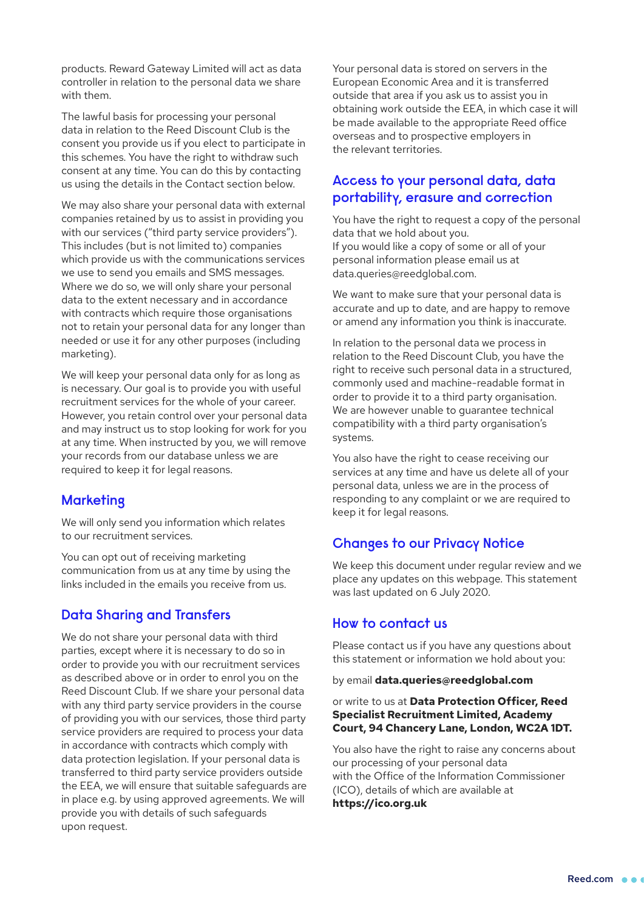products. Reward Gateway Limited will act as data controller in relation to the personal data we share with them.

The lawful basis for processing your personal data in relation to the Reed Discount Club is the consent you provide us if you elect to participate in this schemes. You have the right to withdraw such consent at any time. You can do this by contacting us using the details in the Contact section below.

We may also share your personal data with external companies retained by us to assist in providing you with our services ("third party service providers"). This includes (but is not limited to) companies which provide us with the communications services we use to send you emails and SMS messages. Where we do so, we will only share your personal data to the extent necessary and in accordance with contracts which require those organisations not to retain your personal data for any longer than needed or use it for any other purposes (including marketing).

We will keep your personal data only for as long as is necessary. Our goal is to provide you with useful recruitment services for the whole of your career. However, you retain control over your personal data and may instruct us to stop looking for work for you at any time. When instructed by you, we will remove your records from our database unless we are required to keep it for legal reasons.

## Marketing

We will only send you information which relates to our recruitment services.

You can opt out of receiving marketing communication from us at any time by using the links included in the emails you receive from us.

## Data Sharing and Transfers

We do not share your personal data with third parties, except where it is necessary to do so in order to provide you with our recruitment services as described above or in order to enrol you on the Reed Discount Club. If we share your personal data with any third party service providers in the course of providing you with our services, those third party service providers are required to process your data in accordance with contracts which comply with data protection legislation. If your personal data is transferred to third party service providers outside the EEA, we will ensure that suitable safeguards are in place e.g. by using approved agreements. We will provide you with details of such safeguards upon request.

Your personal data is stored on servers in the European Economic Area and it is transferred outside that area if you ask us to assist you in obtaining work outside the EEA, in which case it will be made available to the appropriate Reed office overseas and to prospective employers in the relevant territories.

## Access to your personal data, data portability, erasure and correction

You have the right to request a copy of the personal data that we hold about you.
If you would like a copy of some or all of your personal information please email us at data.queries@reedglobal.com.

We want to make sure that your personal data is accurate and up to date, and are happy to remove or amend any information you think is inaccurate.

In relation to the personal data we process in relation to the Reed Discount Club, you have the right to receive such personal data in a structured, commonly used and machine-readable format in order to provide it to a third party organisation. We are however unable to guarantee technical compatibility with a third party organisation's systems.

You also have the right to cease receiving our services at any time and have us delete all of your personal data, unless we are in the process of responding to any complaint or we are required to keep it for legal reasons.

## Changes to our Privacy Notice

We keep this document under regular review and we place any updates on this webpage. This statement was last updated on 6 July 2020.

## How to contact us

Please contact us if you have any questions about this statement or information we hold about you:

by email **data.queries@reedglobal.com**

or write to us at **Data Protection Officer, Reed Specialist Recruitment Limited, Academy Court, 94 Chancery Lane, London, WC2A 1DT.**

You also have the right to raise any concerns about our processing of your personal data with the Office of the Information Commissioner (ICO), details of which are available at **https://ico.org.uk**